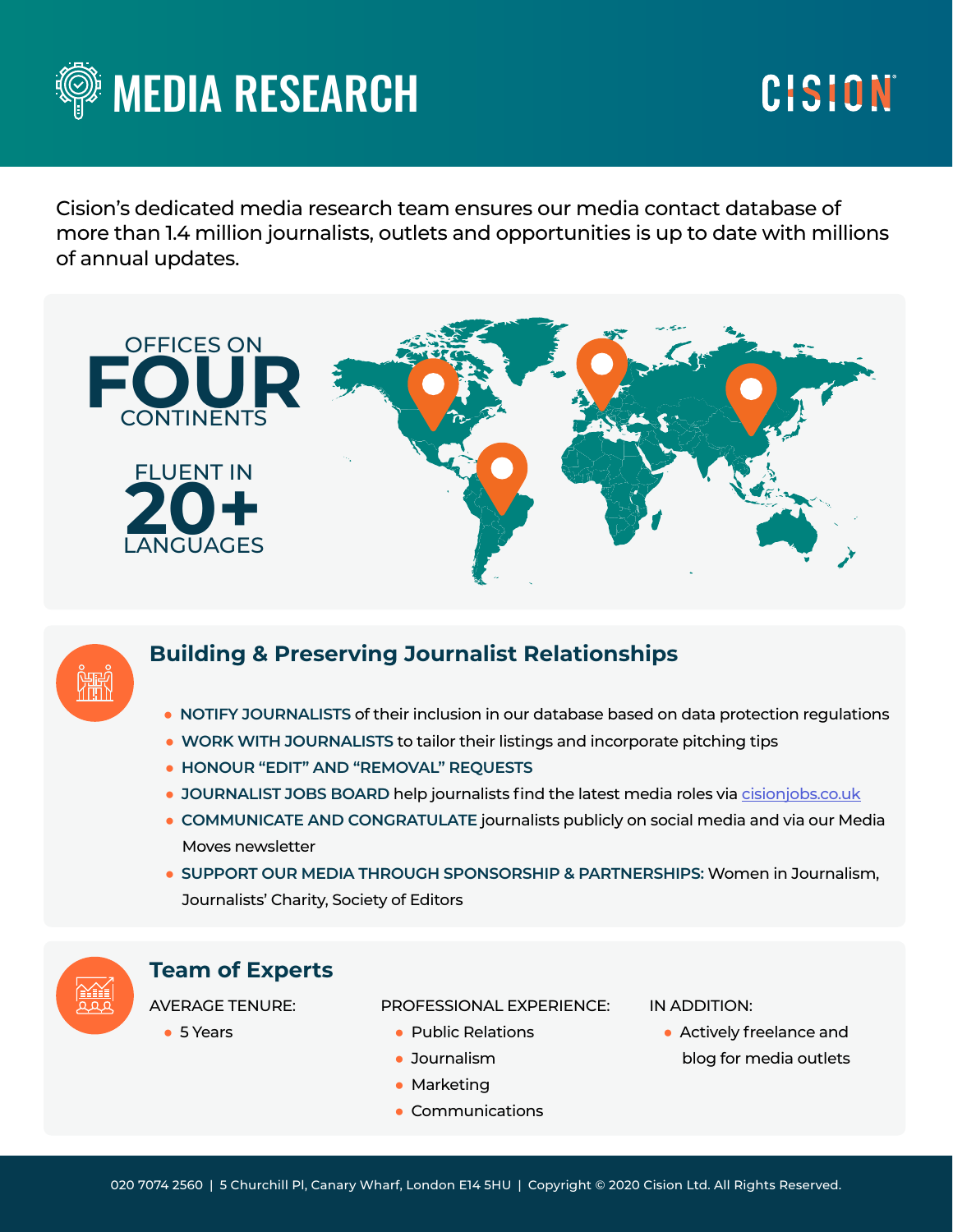# MEDIA RESEARCH

CISION

Cision's dedicated media research team ensures our media contact database of more than 1.4 million journalists, outlets and opportunities is up to date with millions of annual updates.

OFFICES ON **FOUR** CONTINENTS

FLUENT IN **20+** LANGUAGES

## Building & Preserving Journalist Relationships

- **NOTIFY JOURNALISTS** of their inclusion in our database based on data protection regulations
- **WORK WITH JOURNALISTS** to tailor their listings and incorporate pitching tips
- **HONOUR "EDIT" AND "REMOVAL" REQUESTS**
- **JOURNALIST JOBS BOARD** help journalists find the latest media roles via cisionjobs.co.uk
- **COMMUNICATE AND CONGRATULATE** journalists publicly on social media and via our Media Moves newsletter
- **SUPPORT OUR MEDIA THROUGH SPONSORSHIP & PARTNERSHIPS:** Women in Journalism, Journalists' Charity, Society of Editors

## Team of Experts

AVERAGE TENURE:

- 5 Years

PROFESSIONAL EXPERIENCE:

- Public Relations
- Journalism
- Marketing
- Communications

IN ADDITION:

- Actively freelance and blog for media outlets

020 7074 2560 | 5 Churchill Pl, Canary Wharf, London E14 5HU | Copyright © 2020 Cision Ltd. All Rights Reserved.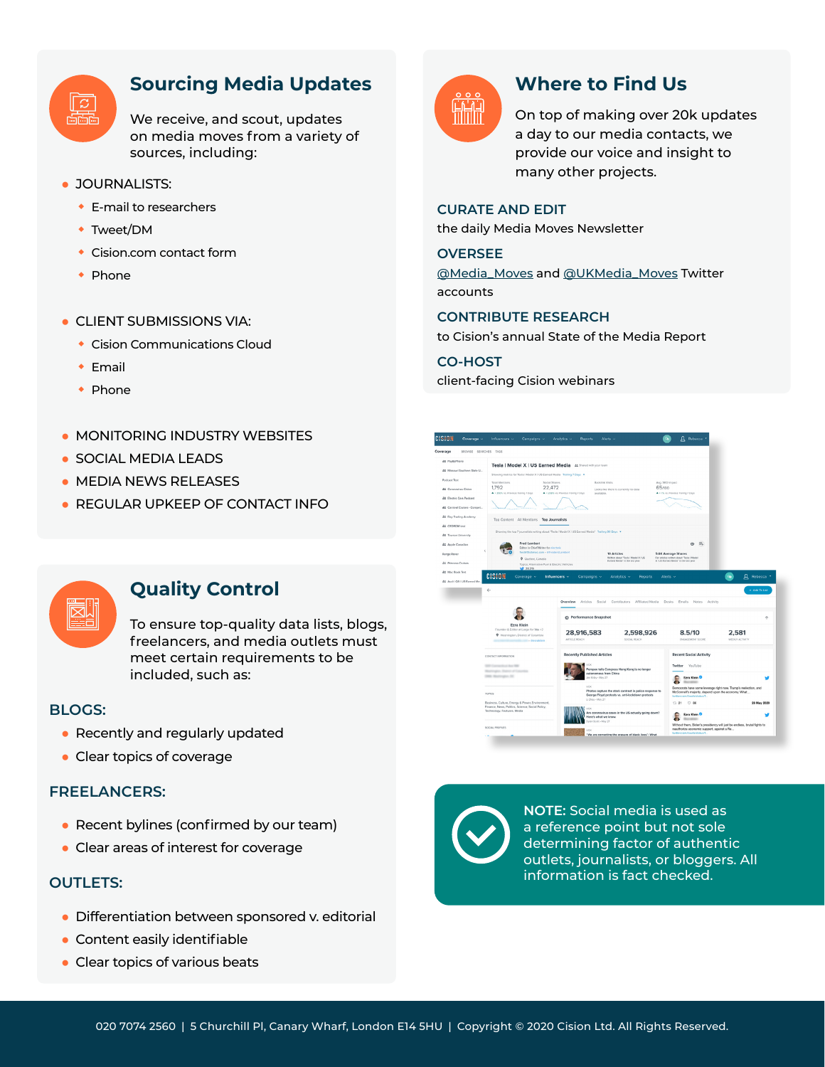## Sourcing Media Updates

We receive, and scout, updates on media moves from a variety of sources, including:

- JOURNALISTS:
  - E-mail to researchers
  - Tweet/DM
  - Cision.com contact form
  - Phone
- CLIENT SUBMISSIONS VIA:
  - Cision Communications Cloud
  - Email
  - Phone
- MONITORING INDUSTRY WEBSITES
- SOCIAL MEDIA LEADS
- MEDIA NEWS RELEASES
- REGULAR UPKEEP OF CONTACT INFO

## Quality Control

To ensure top-quality data lists, blogs, freelancers, and media outlets must meet certain requirements to be included, such as:

### BLOGS:

- Recently and regularly updated
- Clear topics of coverage

### FREELANCERS:

- Recent bylines (confirmed by our team)
- Clear areas of interest for coverage

### OUTLETS:

- Differentiation between sponsored v. editorial
- Content easily identifiable
- Clear topics of various beats

## Where to Find Us

On top of making over 20k updates a day to our media contacts, we provide our voice and insight to many other projects.

**CURATE AND EDIT**
the daily Media Moves Newsletter

**OVERSEE**
@Media_Moves and @UKMedia_Moves Twitter accounts

**CONTRIBUTE RESEARCH**
to Cision's annual State of the Media Report

**CO-HOST**
client-facing Cision webinars

**NOTE:** Social media is used as a reference point but not sole determining factor of authentic outlets, journalists, or bloggers. All information is fact checked.

020 7074 2560 | 5 Churchill Pl, Canary Wharf, London E14 5HU | Copyright © 2020 Cision Ltd. All Rights Reserved.